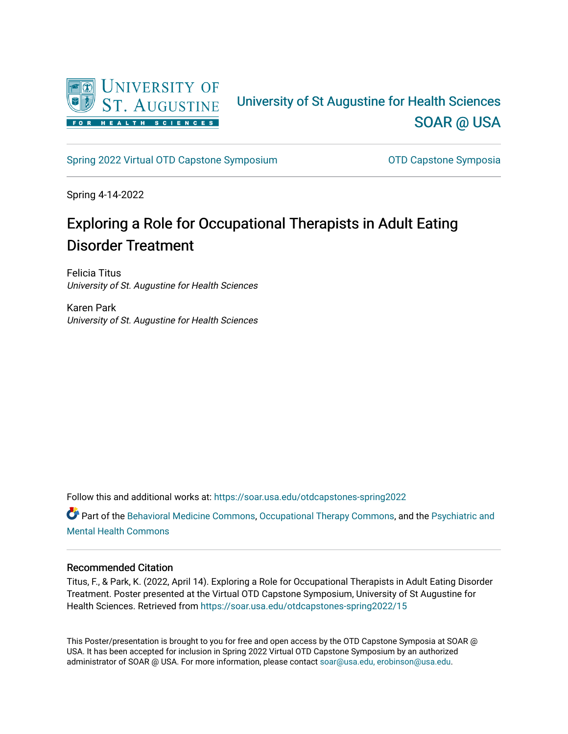University of St Augustine for Health Sciences

SOAR @ USA

Spring 2022 Virtual OTD Capstone Symposium

OTD Capstone Symposia

Spring 4-14-2022

# Exploring a Role for Occupational Therapists in Adult Eating Disorder Treatment

Felicia Titus
*University of St. Augustine for Health Sciences*

Karen Park
*University of St. Augustine for Health Sciences*

Follow this and additional works at: https://soar.usa.edu/otdcapstones-spring2022

Part of the Behavioral Medicine Commons, Occupational Therapy Commons, and the Psychiatric and Mental Health Commons

## Recommended Citation

Titus, F., & Park, K. (2022, April 14). Exploring a Role for Occupational Therapists in Adult Eating Disorder Treatment. Poster presented at the Virtual OTD Capstone Symposium, University of St Augustine for Health Sciences. Retrieved from https://soar.usa.edu/otdcapstones-spring2022/15

This Poster/presentation is brought to you for free and open access by the OTD Capstone Symposia at SOAR @ USA. It has been accepted for inclusion in Spring 2022 Virtual OTD Capstone Symposium by an authorized administrator of SOAR @ USA. For more information, please contact soar@usa.edu, erobinson@usa.edu.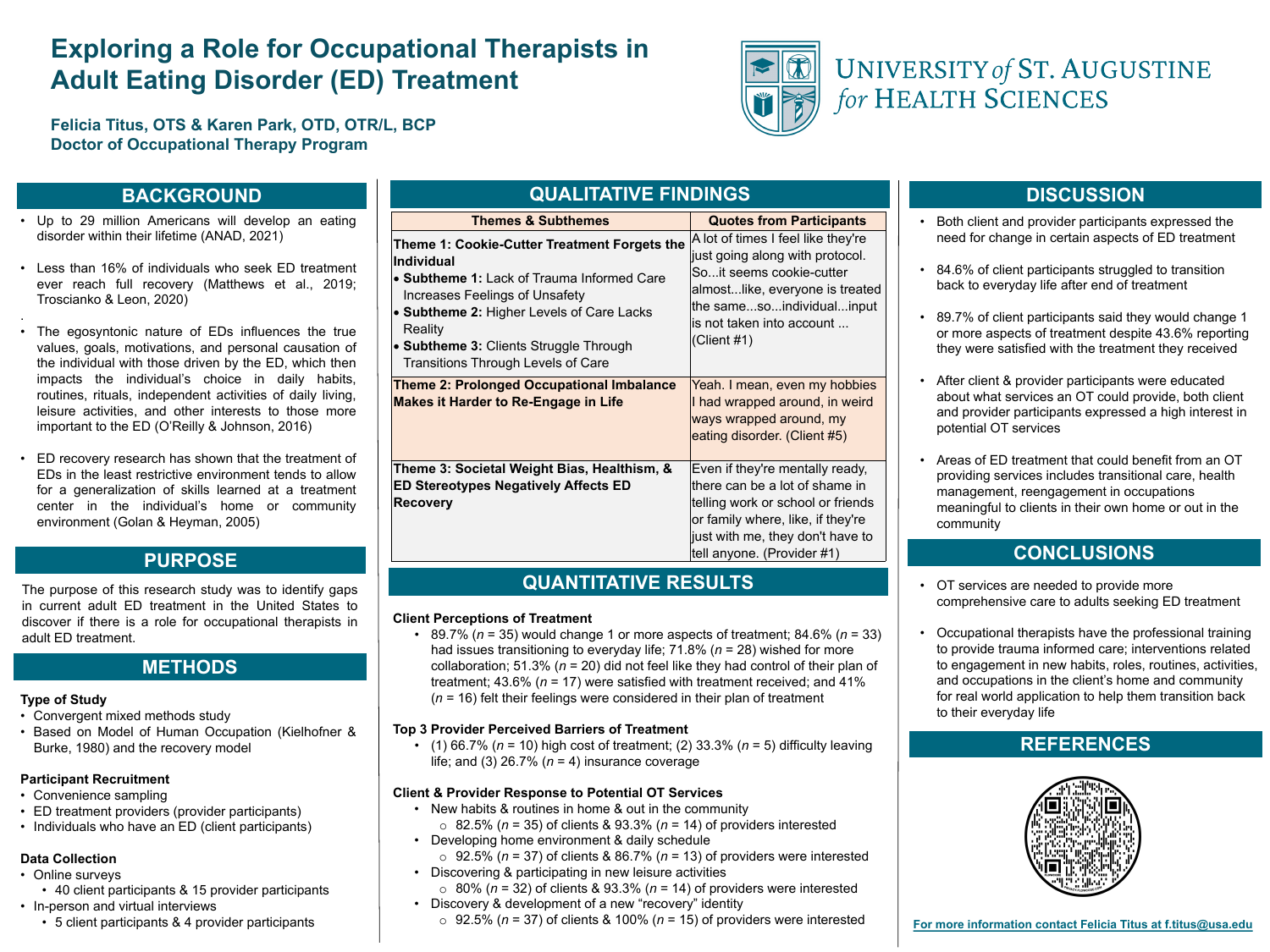# Exploring a Role for Occupational Therapists in Adult Eating Disorder (ED) Treatment

**Felicia Titus, OTS & Karen Park, OTD, OTR/L, BCP**
**Doctor of Occupational Therapy Program**

UNIVERSITY *of* ST. AUGUSTINE *for* HEALTH SCIENCES

## BACKGROUND

- Up to 29 million Americans will develop an eating disorder within their lifetime (ANAD, 2021)
- Less than 16% of individuals who seek ED treatment ever reach full recovery (Matthews et al., 2019; Troscianko & Leon, 2020)
- The egosyntonic nature of EDs influences the true values, goals, motivations, and personal causation of the individual with those driven by the ED, which then impacts the individual's choice in daily habits, routines, rituals, independent activities of daily living, leisure activities, and other interests to those more important to the ED (O'Reilly & Johnson, 2016)
- ED recovery research has shown that the treatment of EDs in the least restrictive environment tends to allow for a generalization of skills learned at a treatment center in the individual's home or community environment (Golan & Heyman, 2005)

## PURPOSE

The purpose of this research study was to identify gaps in current adult ED treatment in the United States to discover if there is a role for occupational therapists in adult ED treatment.

## METHODS

**Type of Study**
- Convergent mixed methods study
- Based on Model of Human Occupation (Kielhofner & Burke, 1980) and the recovery model

**Participant Recruitment**
- Convenience sampling
- ED treatment providers (provider participants)
- Individuals who have an ED (client participants)

**Data Collection**
- Online surveys
  - 40 client participants & 15 provider participants
- In-person and virtual interviews
  - 5 client participants & 4 provider participants

## QUALITATIVE FINDINGS

| Themes & Subthemes | Quotes from Participants |
|---|---|
| **Theme 1: Cookie-Cutter Treatment Forgets the Individual**<br>• **Subtheme 1:** Lack of Trauma Informed Care Increases Feelings of Unsafety<br>• **Subtheme 2:** Higher Levels of Care Lacks Reality<br>• **Subtheme 3:** Clients Struggle Through Transitions Through Levels of Care | A lot of times I feel like they're just going along with protocol. So...it seems cookie-cutter almost...like, everyone is treated the same...so...individual...input is not taken into account ... (Client #1) |
| **Theme 2: Prolonged Occupational Imbalance Makes it Harder to Re-Engage in Life** | Yeah. I mean, even my hobbies I had wrapped around, in weird ways wrapped around, my eating disorder. (Client #5) |
| **Theme 3: Societal Weight Bias, Healthism, & ED Stereotypes Negatively Affects ED Recovery** | Even if they're mentally ready, there can be a lot of shame in telling work or school or friends or family where, like, if they're just with me, they don't have to tell anyone. (Provider #1) |

## QUANTITATIVE RESULTS

**Client Perceptions of Treatment**
- 89.7% (*n* = 35) would change 1 or more aspects of treatment; 84.6% (*n* = 33) had issues transitioning to everyday life; 71.8% (*n* = 28) wished for more collaboration; 51.3% (*n* = 20) did not feel like they had control of their plan of treatment; 43.6% (*n* = 17) were satisfied with treatment received; and 41% (*n* = 16) felt their feelings were considered in their plan of treatment

**Top 3 Provider Perceived Barriers of Treatment**
- (1) 66.7% (*n* = 10) high cost of treatment; (2) 33.3% (*n* = 5) difficulty leaving life; and (3) 26.7% (*n* = 4) insurance coverage

**Client & Provider Response to Potential OT Services**
- New habits & routines in home & out in the community
  - 82.5% (*n* = 35) of clients & 93.3% (*n* = 14) of providers interested
- Developing home environment & daily schedule
  - 92.5% (*n* = 37) of clients & 86.7% (*n* = 13) of providers were interested
- Discovering & participating in new leisure activities
  - 80% (*n* = 32) of clients & 93.3% (*n* = 14) of providers were interested
- Discovery & development of a new "recovery" identity
  - 92.5% (*n* = 37) of clients & 100% (*n* = 15) of providers were interested

## DISCUSSION

- Both client and provider participants expressed the need for change in certain aspects of ED treatment
- 84.6% of client participants struggled to transition back to everyday life after end of treatment
- 89.7% of client participants said they would change 1 or more aspects of treatment despite 43.6% reporting they were satisfied with the treatment they received
- After client & provider participants were educated about what services an OT could provide, both client and provider participants expressed a high interest in potential OT services
- Areas of ED treatment that could benefit from an OT providing services includes transitional care, health management, reengagement in occupations meaningful to clients in their own home or out in the community

## CONCLUSIONS

- OT services are needed to provide more comprehensive care to adults seeking ED treatment
- Occupational therapists have the professional training to provide trauma informed care; interventions related to engagement in new habits, roles, routines, activities, and occupations in the client's home and community for real world application to help them transition back to their everyday life

## REFERENCES

For more information contact Felicia Titus at f.titus@usa.edu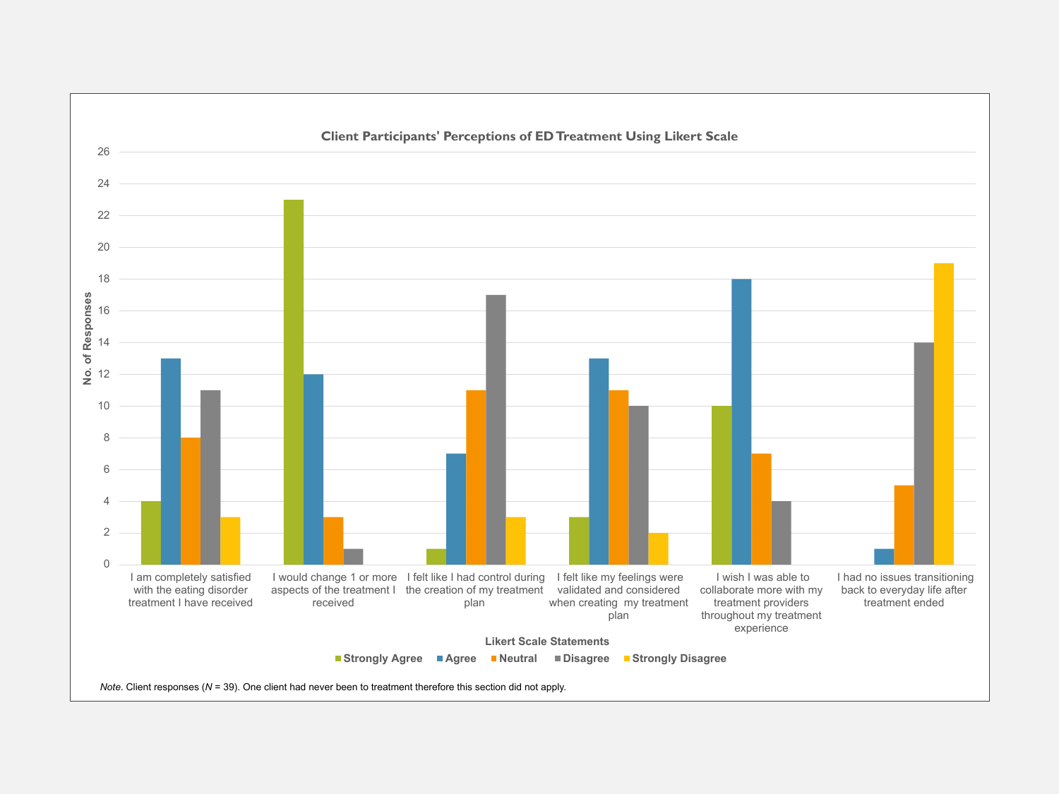**Client Participants' Perceptions of ED Treatment Using Likert Scale**

| Likert Scale Statements | Strongly Agree | Agree | Neutral | Disagree | Strongly Disagree |
| --- | --- | --- | --- | --- | --- |
| I am completely satisfied with the eating disorder treatment I have received | 4 | 13 | 8 | 11 | 3 |
| I would change 1 or more aspects of the treatment I received | 23 | 12 | 3 | 1 | |
| I felt like I had control during the creation of my treatment plan | 1 | 7 | 11 | 17 | 3 |
| I felt like my feelings were validated and considered when creating my treatment plan | 3 | 13 | 11 | 10 | 2 |
| I wish I was able to collaborate more with my treatment providers throughout my treatment experience | 10 | 18 | 7 | 4 | |
| I had no issues transitioning back to everyday life after treatment ended | | 1 | 5 | 14 | 19 |

*Note.* Client responses (*N* = 39). One client had never been to treatment therefore this section did not apply.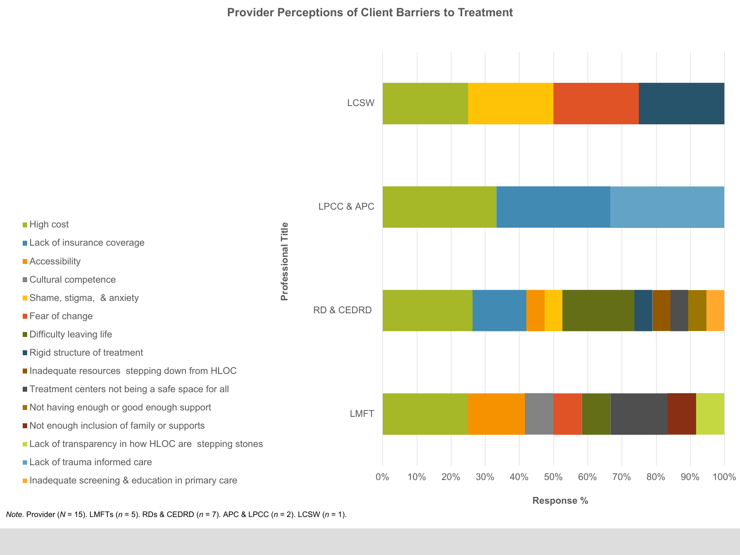# Provider Perceptions of Client Barriers to Treatment

Professional Title

LCSW

LPCC & APC

RD & CEDRD

LMFT

0% 10% 20% 30% 40% 50% 60% 70% 80% 90% 100%

Response %

- High cost
- Lack of insurance coverage
- Accessibility
- Cultural competence
- Shame, stigma, & anxiety
- Fear of change
- Difficulty leaving life
- Rigid structure of treatment
- Inadequate resources stepping down from HLOC
- Treatment centers not being a safe space for all
- Not having enough or good enough support
- Not enough inclusion of family or supports
- Lack of transparency in how HLOC are stepping stones
- Lack of trauma informed care
- Inadequate screening & education in primary care

*Note.* Provider ($N$ = 15). LMFTs ($n$ = 5). RDs & CEDRD ($n$ = 7). APC & LPCC ($n$ = 2). LCSW ($n$ = 1).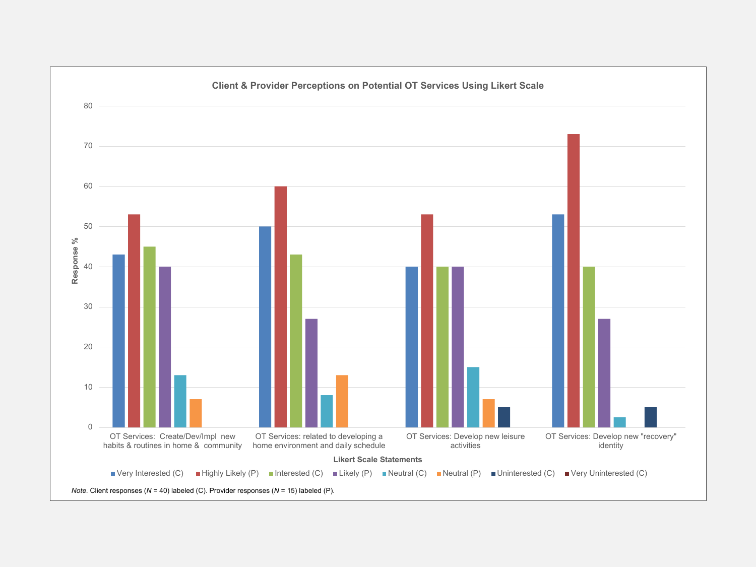Client & Provider Perceptions on Potential OT Services Using Likert Scale

80
70
60
50
40
30
20
10
0

Response %

OT Services: Create/Dev/Impl new habits & routines in home & community

OT Services: related to developing a home environment and daily schedule

OT Services: Develop new leisure activities

OT Services: Develop new "recovery" identity

Likert Scale Statements

Very Interested (C)
Highly Likely (P)
Interested (C)
Likely (P)
Neutral (C)
Neutral (P)
Uninterested (C)
Very Uninterested (C)

*Note*. Client responses ($N$ = 40) labeled (C). Provider responses ($N$ = 15) labeled (P).